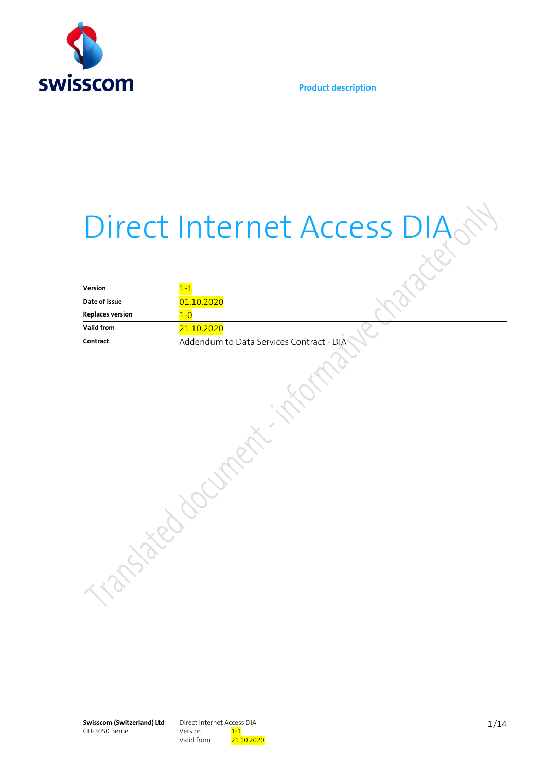Product description

# Direct Internet Access DIA

| | |
|---|---|
| **Version** | 1-1 |
| **Date of issue** | 01.10.2020 |
| **Replaces version** | 1-0 |
| **Valid from** | 21.10.2020 |
| **Contract** | Addendum to Data Services Contract - DIA |

Translated document - informative character only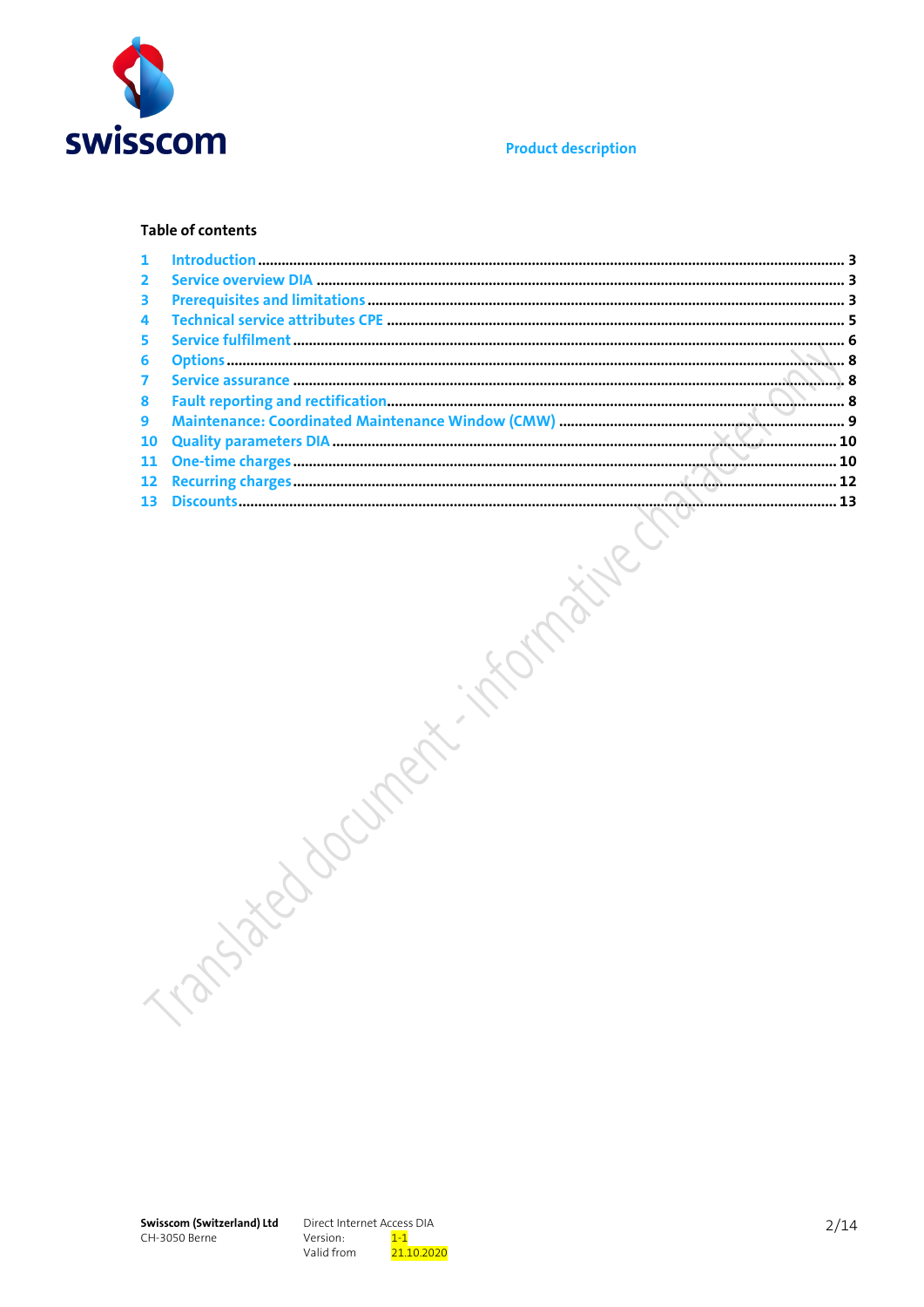Product description

**Table of contents**

| | | |
|---|---|---|
| 1 | Introduction | 3 |
| 2 | Service overview DIA | 3 |
| 3 | Prerequisites and limitations | 3 |
| 4 | Technical service attributes CPE | 5 |
| 5 | Service fulfilment | 6 |
| 6 | Options | 8 |
| 7 | Service assurance | 8 |
| 8 | Fault reporting and rectification | 8 |
| 9 | Maintenance: Coordinated Maintenance Window (CMW) | 9 |
| 10 | Quality parameters DIA | 10 |
| 11 | One-time charges | 10 |
| 12 | Recurring charges | 12 |
| 13 | Discounts | 13 |

Translated document - informative character only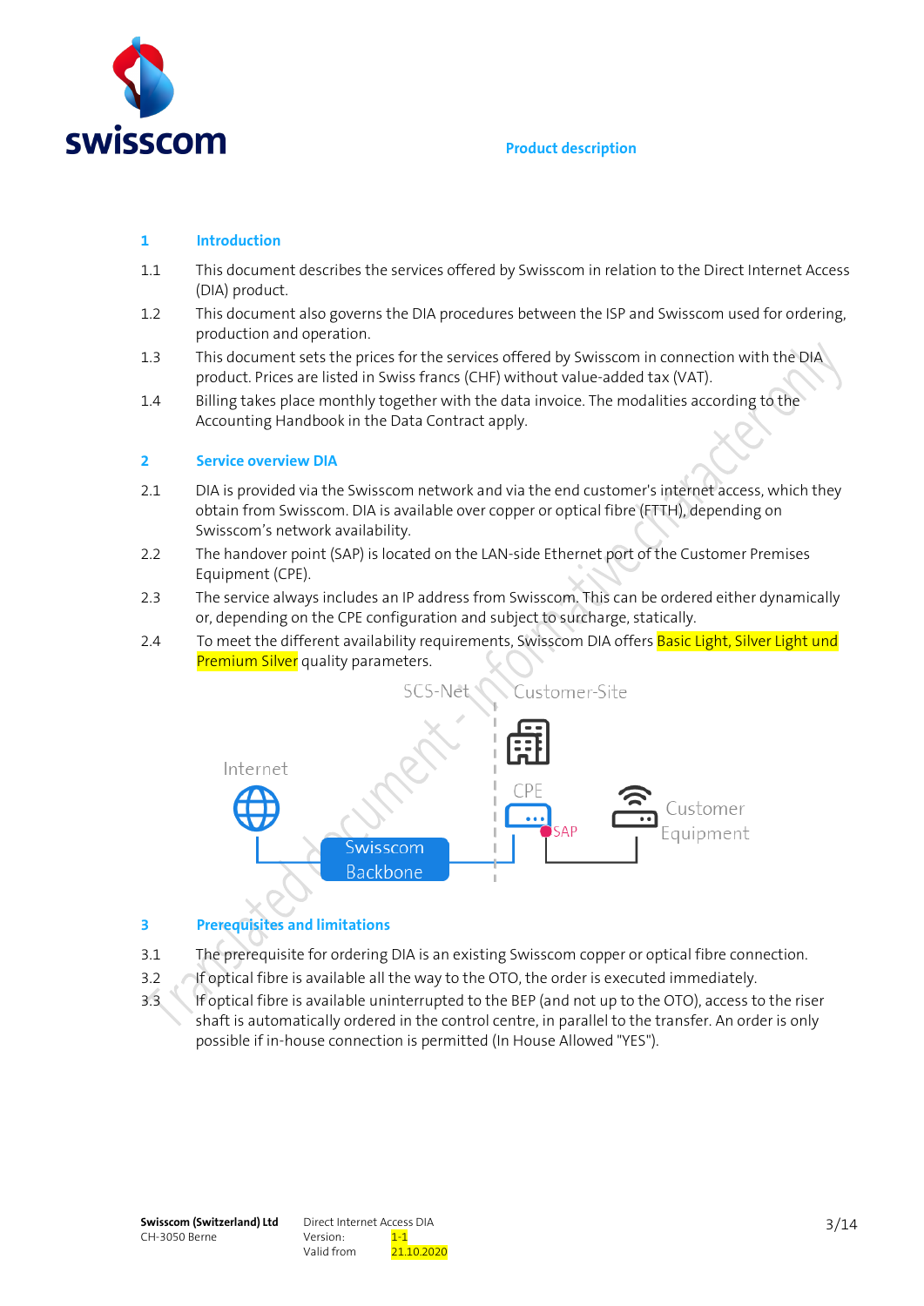Product description

## 1 Introduction

1.1 This document describes the services offered by Swisscom in relation to the Direct Internet Access (DIA) product.

1.2 This document also governs the DIA procedures between the ISP and Swisscom used for ordering, production and operation.

1.3 This document sets the prices for the services offered by Swisscom in connection with the DIA product. Prices are listed in Swiss francs (CHF) without value-added tax (VAT).

1.4 Billing takes place monthly together with the data invoice. The modalities according to the Accounting Handbook in the Data Contract apply.

## 2 Service overview DIA

2.1 DIA is provided via the Swisscom network and via the end customer's internet access, which they obtain from Swisscom. DIA is available over copper or optical fibre (FTTH), depending on Swisscom's network availability.

2.2 The handover point (SAP) is located on the LAN-side Ethernet port of the Customer Premises Equipment (CPE).

2.3 The service always includes an IP address from Swisscom. This can be ordered either dynamically or, depending on the CPE configuration and subject to surcharge, statically.

2.4 To meet the different availability requirements, Swisscom DIA offers Basic Light, Silver Light und Premium Silver quality parameters.

SCS-Net
Customer-Site
Internet
CPE
SAP
Customer Equipment
Swisscom Backbone

## 3 Prerequisites and limitations

3.1 The prerequisite for ordering DIA is an existing Swisscom copper or optical fibre connection.

3.2 If optical fibre is available all the way to the OTO, the order is executed immediately.

3.3 If optical fibre is available uninterrupted to the BEP (and not up to the OTO), access to the riser shaft is automatically ordered in the control centre, in parallel to the transfer. An order is only possible if in-house connection is permitted (In House Allowed "YES").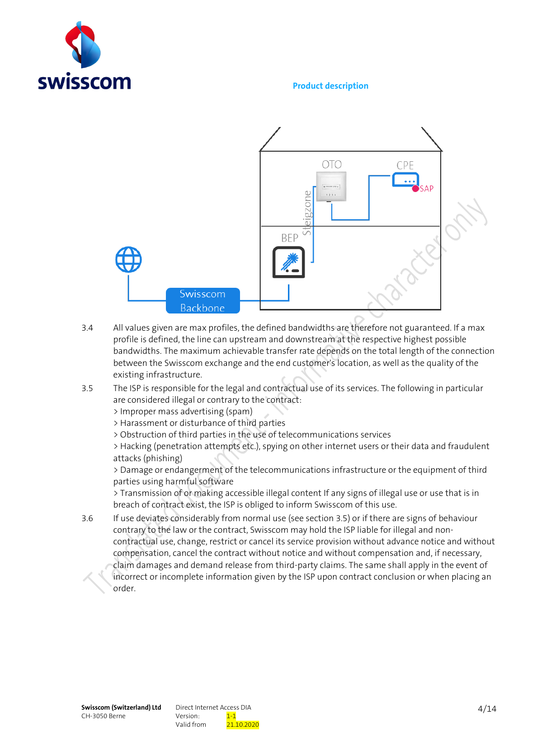OTO

CPE

SAP

Steigzone

BEP

Swisscom Backbone

3.4 All values given are max profiles, the defined bandwidths are therefore not guaranteed. If a max profile is defined, the line can upstream and downstream at the respective highest possible bandwidths. The maximum achievable transfer rate depends on the total length of the connection between the Swisscom exchange and the end customer's location, as well as the quality of the existing infrastructure.

3.5 The ISP is responsible for the legal and contractual use of its services. The following in particular are considered illegal or contrary to the contract:
> Improper mass advertising (spam)
> Harassment or disturbance of third parties
> Obstruction of third parties in the use of telecommunications services
> Hacking (penetration attempts etc.), spying on other internet users or their data and fraudulent attacks (phishing)
> Damage or endangerment of the telecommunications infrastructure or the equipment of third parties using harmful software
> Transmission of or making accessible illegal content If any signs of illegal use or use that is in breach of contract exist, the ISP is obliged to inform Swisscom of this use.

3.6 If use deviates considerably from normal use (see section 3.5) or if there are signs of behaviour contrary to the law or the contract, Swisscom may hold the ISP liable for illegal and non-contractual use, change, restrict or cancel its service provision without advance notice and without compensation, cancel the contract without notice and without compensation and, if necessary, claim damages and demand release from third-party claims. The same shall apply in the event of incorrect or incomplete information given by the ISP upon contract conclusion or when placing an order.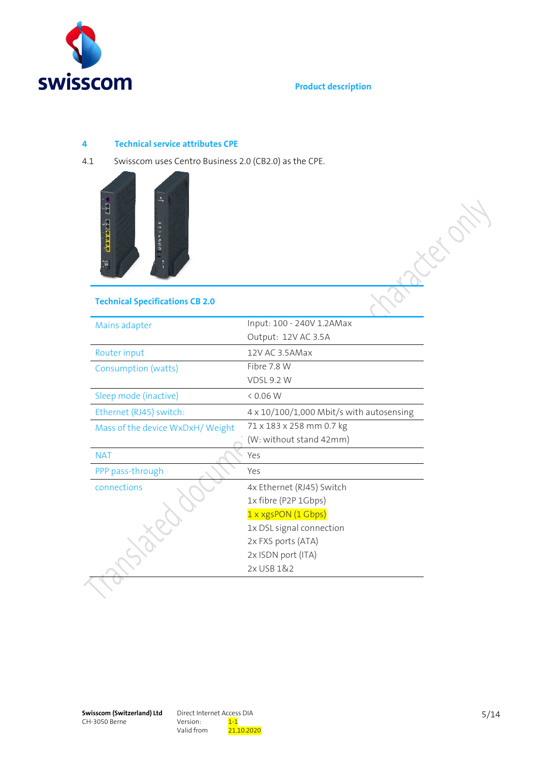## 4 Technical service attributes CPE

4.1 Swisscom uses Centro Business 2.0 (CB2.0) as the CPE.

### Technical Specifications CB 2.0

| | |
|---|---|
| Mains adapter | Input: 100 - 240V 1.2AMax<br>Output: 12V AC 3.5A |
| Router input | 12V AC 3.5AMax |
| Consumption (watts) | Fibre 7.8 W<br>VDSL 9.2 W |
| Sleep mode (inactive) | < 0.06 W |
| Ethernet (RJ45) switch: | 4 x 10/100/1,000 Mbit/s with autosensing |
| Mass of the device WxDxH/ Weight | 71 x 183 x 258 mm 0.7 kg<br>(W: without stand 42mm) |
| NAT | Yes |
| PPP pass-through | Yes |
| connections | 4x Ethernet (RJ45) Switch<br>1x fibre (P2P 1Gbps)<br>1 x xgsPON (1 Gbps)<br>1x DSL signal connection<br>2x FXS ports (ATA)<br>2x ISDN port (ITA)<br>2x USB 1&2 |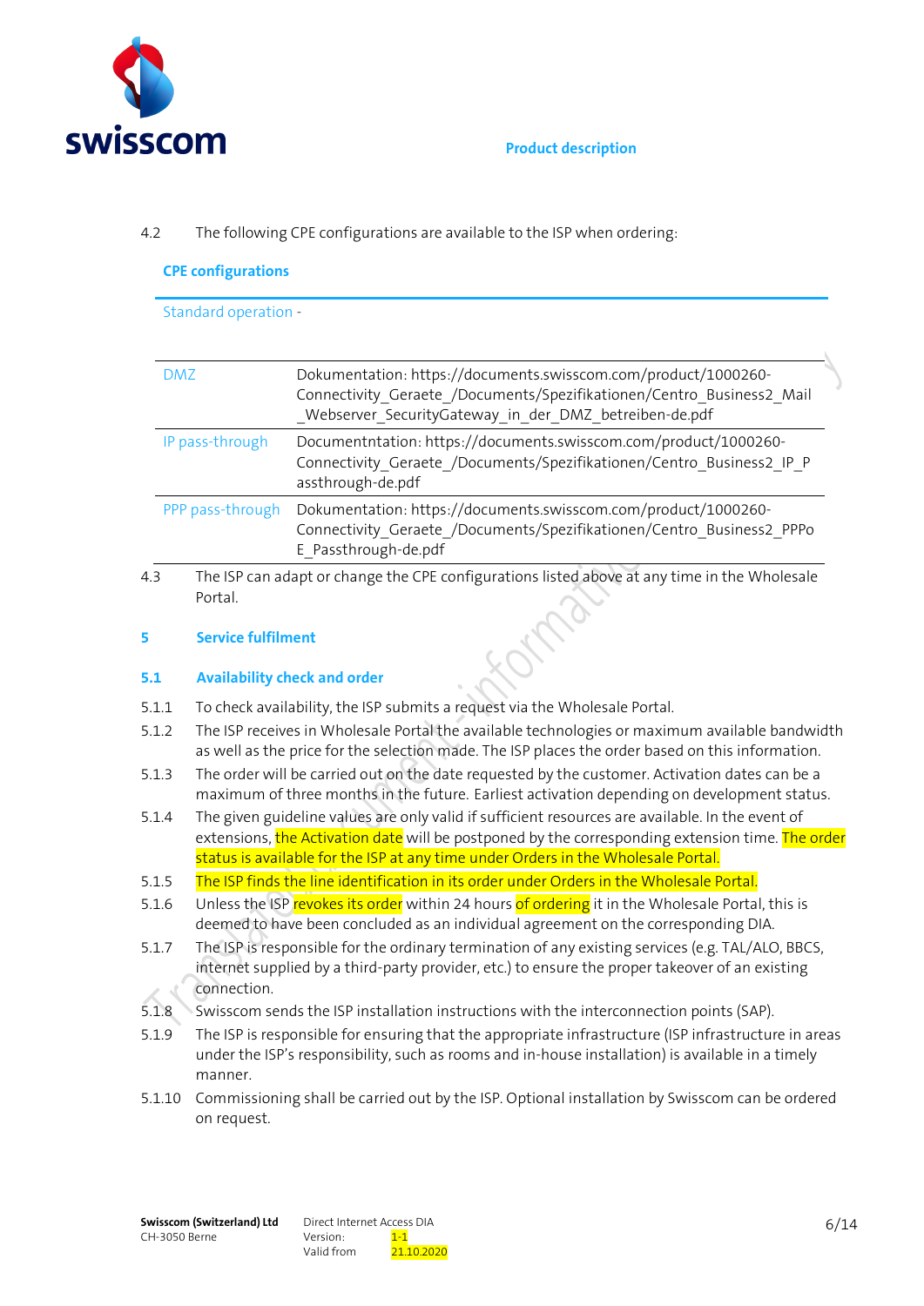4.2 The following CPE configurations are available to the ISP when ordering:

**CPE configurations**

| | |
|---|---|
| Standard operation | - |
| DMZ | Dokumentation: https://documents.swisscom.com/product/1000260-Connectivity_Geraete_/Documents/Spezifikationen/Centro_Business2_Mail_Webserver_SecurityGateway_in_der_DMZ_betreiben-de.pdf |
| IP pass-through | Documentntation: https://documents.swisscom.com/product/1000260-Connectivity_Geraete_/Documents/Spezifikationen/Centro_Business2_IP_Passthrough-de.pdf |
| PPP pass-through | Dokumentation: https://documents.swisscom.com/product/1000260-Connectivity_Geraete_/Documents/Spezifikationen/Centro_Business2_PPPoE_Passthrough-de.pdf |

4.3 The ISP can adapt or change the CPE configurations listed above at any time in the Wholesale Portal.

## 5 Service fulfilment

### 5.1 Availability check and order

5.1.1 To check availability, the ISP submits a request via the Wholesale Portal.

5.1.2 The ISP receives in Wholesale Portal the available technologies or maximum available bandwidth as well as the price for the selection made. The ISP places the order based on this information.

5.1.3 The order will be carried out on the date requested by the customer. Activation dates can be a maximum of three months in the future. Earliest activation depending on development status.

5.1.4 The given guideline values are only valid if sufficient resources are available. In the event of extensions, the Activation date will be postponed by the corresponding extension time. The order status is available for the ISP at any time under Orders in the Wholesale Portal.

5.1.5 The ISP finds the line identification in its order under Orders in the Wholesale Portal.

5.1.6 Unless the ISP revokes its order within 24 hours of ordering it in the Wholesale Portal, this is deemed to have been concluded as an individual agreement on the corresponding DIA.

5.1.7 The ISP is responsible for the ordinary termination of any existing services (e.g. TAL/ALO, BBCS, internet supplied by a third-party provider, etc.) to ensure the proper takeover of an existing connection.

5.1.8 Swisscom sends the ISP installation instructions with the interconnection points (SAP).

5.1.9 The ISP is responsible for ensuring that the appropriate infrastructure (ISP infrastructure in areas under the ISP's responsibility, such as rooms and in-house installation) is available in a timely manner.

5.1.10 Commissioning shall be carried out by the ISP. Optional installation by Swisscom can be ordered on request.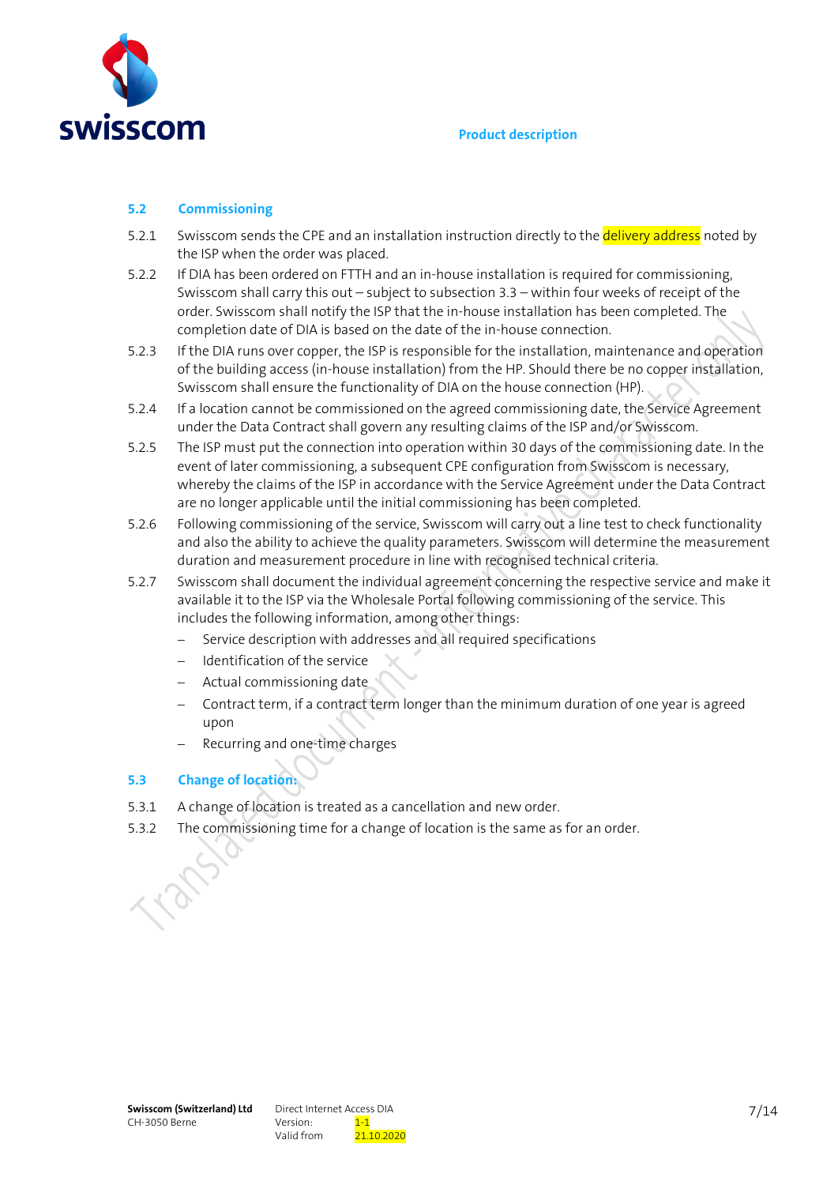## 5.2 Commissioning

5.2.1 Swisscom sends the CPE and an installation instruction directly to the delivery address noted by the ISP when the order was placed.

5.2.2 If DIA has been ordered on FTTH and an in-house installation is required for commissioning, Swisscom shall carry this out – subject to subsection 3.3 – within four weeks of receipt of the order. Swisscom shall notify the ISP that the in-house installation has been completed. The completion date of DIA is based on the date of the in-house connection.

5.2.3 If the DIA runs over copper, the ISP is responsible for the installation, maintenance and operation of the building access (in-house installation) from the HP. Should there be no copper installation, Swisscom shall ensure the functionality of DIA on the house connection (HP).

5.2.4 If a location cannot be commissioned on the agreed commissioning date, the Service Agreement under the Data Contract shall govern any resulting claims of the ISP and/or Swisscom.

5.2.5 The ISP must put the connection into operation within 30 days of the commissioning date. In the event of later commissioning, a subsequent CPE configuration from Swisscom is necessary, whereby the claims of the ISP in accordance with the Service Agreement under the Data Contract are no longer applicable until the initial commissioning has been completed.

5.2.6 Following commissioning of the service, Swisscom will carry out a line test to check functionality and also the ability to achieve the quality parameters. Swisscom will determine the measurement duration and measurement procedure in line with recognised technical criteria.

5.2.7 Swisscom shall document the individual agreement concerning the respective service and make it available it to the ISP via the Wholesale Portal following commissioning of the service. This includes the following information, among other things:

- Service description with addresses and all required specifications
- Identification of the service
- Actual commissioning date
- Contract term, if a contract term longer than the minimum duration of one year is agreed upon
- Recurring and one-time charges

## 5.3 Change of location:

5.3.1 A change of location is treated as a cancellation and new order.

5.3.2 The commissioning time for a change of location is the same as for an order.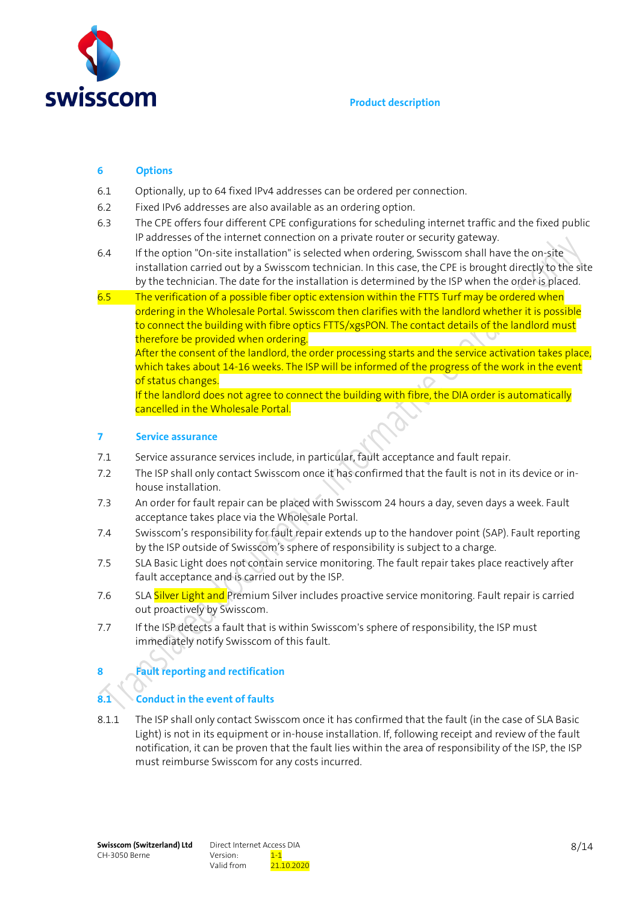## 6 Options

6.1 Optionally, up to 64 fixed IPv4 addresses can be ordered per connection.

6.2 Fixed IPv6 addresses are also available as an ordering option.

6.3 The CPE offers four different CPE configurations for scheduling internet traffic and the fixed public IP addresses of the internet connection on a private router or security gateway.

6.4 If the option "On-site installation" is selected when ordering, Swisscom shall have the on-site installation carried out by a Swisscom technician. In this case, the CPE is brought directly to the site by the technician. The date for the installation is determined by the ISP when the order is placed.

6.5 The verification of a possible fiber optic extension within the FTTS Turf may be ordered when ordering in the Wholesale Portal. Swisscom then clarifies with the landlord whether it is possible to connect the building with fibre optics FTTS/xgsPON. The contact details of the landlord must therefore be provided when ordering.
After the consent of the landlord, the order processing starts and the service activation takes place, which takes about 14-16 weeks. The ISP will be informed of the progress of the work in the event of status changes.
If the landlord does not agree to connect the building with fibre, the DIA order is automatically cancelled in the Wholesale Portal.

## 7 Service assurance

7.1 Service assurance services include, in particular, fault acceptance and fault repair.

7.2 The ISP shall only contact Swisscom once it has confirmed that the fault is not in its device or in-house installation.

7.3 An order for fault repair can be placed with Swisscom 24 hours a day, seven days a week. Fault acceptance takes place via the Wholesale Portal.

7.4 Swisscom's responsibility for fault repair extends up to the handover point (SAP). Fault reporting by the ISP outside of Swisscom's sphere of responsibility is subject to a charge.

7.5 SLA Basic Light does not contain service monitoring. The fault repair takes place reactively after fault acceptance and is carried out by the ISP.

7.6 SLA Silver Light and Premium Silver includes proactive service monitoring. Fault repair is carried out proactively by Swisscom.

7.7 If the ISP detects a fault that is within Swisscom's sphere of responsibility, the ISP must immediately notify Swisscom of this fault.

## 8 Fault reporting and rectification

### 8.1 Conduct in the event of faults

8.1.1 The ISP shall only contact Swisscom once it has confirmed that the fault (in the case of SLA Basic Light) is not in its equipment or in-house installation. If, following receipt and review of the fault notification, it can be proven that the fault lies within the area of responsibility of the ISP, the ISP must reimburse Swisscom for any costs incurred.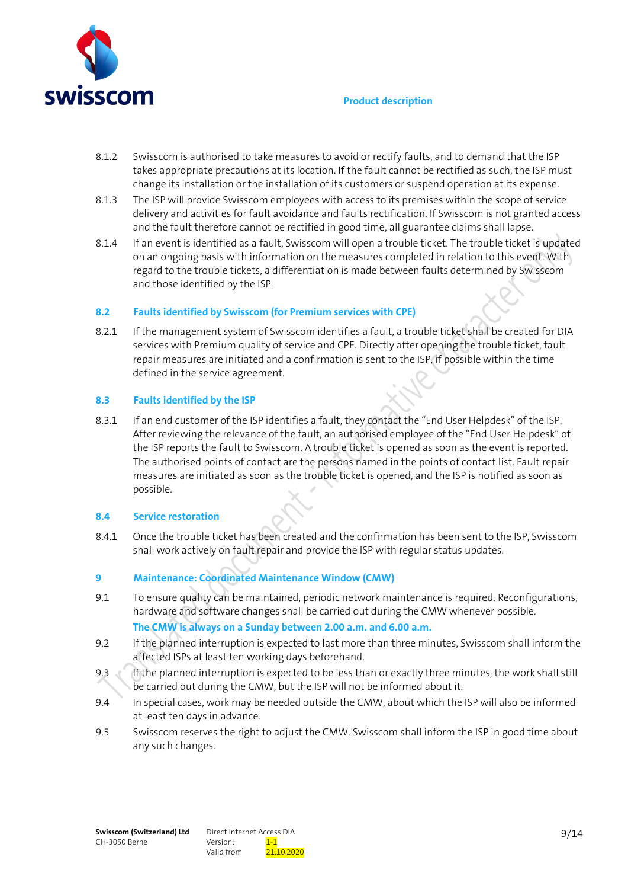8.1.2 Swisscom is authorised to take measures to avoid or rectify faults, and to demand that the ISP takes appropriate precautions at its location. If the fault cannot be rectified as such, the ISP must change its installation or the installation of its customers or suspend operation at its expense.

8.1.3 The ISP will provide Swisscom employees with access to its premises within the scope of service delivery and activities for fault avoidance and faults rectification. If Swisscom is not granted access and the fault therefore cannot be rectified in good time, all guarantee claims shall lapse.

8.1.4 If an event is identified as a fault, Swisscom will open a trouble ticket. The trouble ticket is updated on an ongoing basis with information on the measures completed in relation to this event. With regard to the trouble tickets, a differentiation is made between faults determined by Swisscom and those identified by the ISP.

### 8.2 Faults identified by Swisscom (for Premium services with CPE)

8.2.1 If the management system of Swisscom identifies a fault, a trouble ticket shall be created for DIA services with Premium quality of service and CPE. Directly after opening the trouble ticket, fault repair measures are initiated and a confirmation is sent to the ISP, if possible within the time defined in the service agreement.

### 8.3 Faults identified by the ISP

8.3.1 If an end customer of the ISP identifies a fault, they contact the "End User Helpdesk" of the ISP. After reviewing the relevance of the fault, an authorised employee of the "End User Helpdesk" of the ISP reports the fault to Swisscom. A trouble ticket is opened as soon as the event is reported. The authorised points of contact are the persons named in the points of contact list. Fault repair measures are initiated as soon as the trouble ticket is opened, and the ISP is notified as soon as possible.

### 8.4 Service restoration

8.4.1 Once the trouble ticket has been created and the confirmation has been sent to the ISP, Swisscom shall work actively on fault repair and provide the ISP with regular status updates.

## 9 Maintenance: Coordinated Maintenance Window (CMW)

9.1 To ensure quality can be maintained, periodic network maintenance is required. Reconfigurations, hardware and software changes shall be carried out during the CMW whenever possible.

**The CMW is always on a Sunday between 2.00 a.m. and 6.00 a.m.**

9.2 If the planned interruption is expected to last more than three minutes, Swisscom shall inform the affected ISPs at least ten working days beforehand.

9.3 If the planned interruption is expected to be less than or exactly three minutes, the work shall still be carried out during the CMW, but the ISP will not be informed about it.

9.4 In special cases, work may be needed outside the CMW, about which the ISP will also be informed at least ten days in advance.

9.5 Swisscom reserves the right to adjust the CMW. Swisscom shall inform the ISP in good time about any such changes.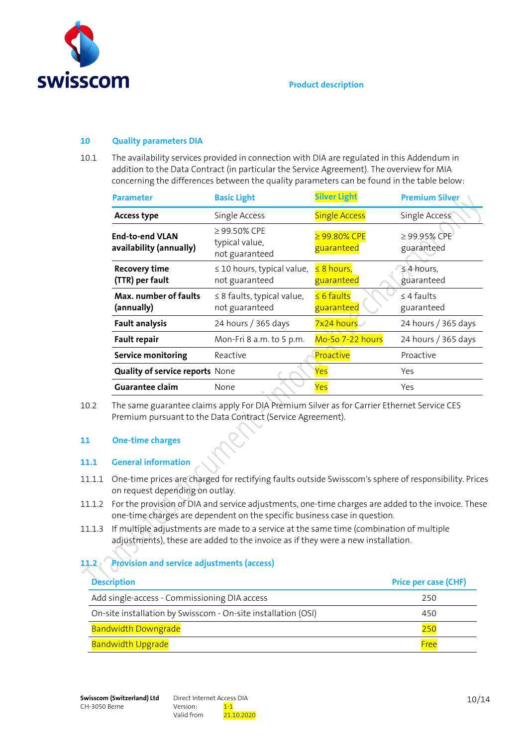## 10 Quality parameters DIA

10.1 The availability services provided in connection with DIA are regulated in this Addendum in addition to the Data Contract (in particular the Service Agreement). The overview for MIA concerning the differences between the quality parameters can be found in the table below:

| Parameter | Basic Light | Silver Light | Premium Silver |
|---|---|---|---|
| **Access type** | Single Access | Single Access | Single Access |
| **End-to-end VLAN availability (annually)** | ≥ 99.50% CPE typical value, not guaranteed | ≥ 99.80% CPE guaranteed | ≥ 99.95% CPE guaranteed |
| **Recovery time (TTR) per fault** | ≤ 10 hours, typical value, not guaranteed | ≤ 8 hours, guaranteed | ≤ 4 hours, guaranteed |
| **Max. number of faults (annually)** | ≤ 8 faults, typical value, not guaranteed | ≤ 6 faults guaranteed | ≤ 4 faults guaranteed |
| **Fault analysis** | 24 hours / 365 days | 7x24 hours | 24 hours / 365 days |
| **Fault repair** | Mon-Fri 8 a.m. to 5 p.m. | Mo-So 7-22 hours | 24 hours / 365 days |
| **Service monitoring** | Reactive | Proactive | Proactive |
| **Quality of service reports** | None | Yes | Yes |
| **Guarantee claim** | None | Yes | Yes |

10.2 The same guarantee claims apply For DIA Premium Silver as for Carrier Ethernet Service CES Premium pursuant to the Data Contract (Service Agreement).

## 11 One-time charges

### 11.1 General information

11.1.1 One-time prices are charged for rectifying faults outside Swisscom's sphere of responsibility. Prices on request depending on outlay.

11.1.2 For the provision of DIA and service adjustments, one-time charges are added to the invoice. These one-time charges are dependent on the specific business case in question.

11.1.3 If multiple adjustments are made to a service at the same time (combination of multiple adjustments), these are added to the invoice as if they were a new installation.

### 11.2 Provision and service adjustments (access)

| Description | Price per case (CHF) |
|---|---|
| Add single-access - Commissioning DIA access | 250 |
| On-site installation by Swisscom - On-site installation (OSI) | 450 |
| Bandwidth Downgrade | 250 |
| Bandwidth Upgrade | Free |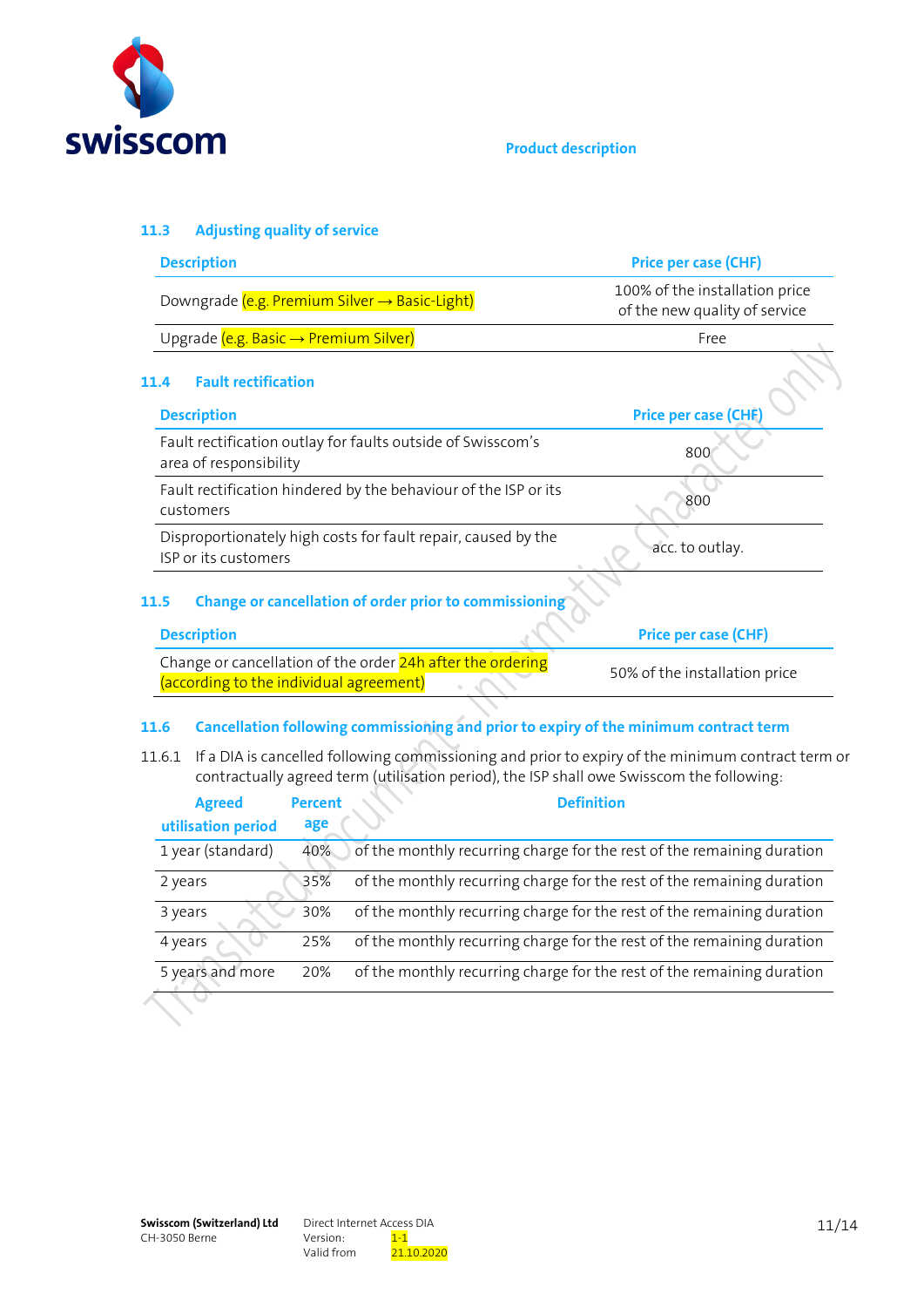### 11.3 Adjusting quality of service

| Description | Price per case (CHF) |
| --- | --- |
| Downgrade (e.g. Premium Silver → Basic-Light) | 100% of the installation price of the new quality of service |
| Upgrade (e.g. Basic → Premium Silver) | Free |

### 11.4 Fault rectification

| Description | Price per case (CHF) |
| --- | --- |
| Fault rectification outlay for faults outside of Swisscom's area of responsibility | 800 |
| Fault rectification hindered by the behaviour of the ISP or its customers | 800 |
| Disproportionately high costs for fault repair, caused by the ISP or its customers | acc. to outlay. |

### 11.5 Change or cancellation of order prior to commissioning

| Description | Price per case (CHF) |
| --- | --- |
| Change or cancellation of the order 24h after the ordering (according to the individual agreement) | 50% of the installation price |

### 11.6 Cancellation following commissioning and prior to expiry of the minimum contract term

11.6.1 If a DIA is cancelled following commissioning and prior to expiry of the minimum contract term or contractually agreed term (utilisation period), the ISP shall owe Swisscom the following:

| Agreed utilisation period | Percentage | Definition |
| --- | --- | --- |
| 1 year (standard) | 40% | of the monthly recurring charge for the rest of the remaining duration |
| 2 years | 35% | of the monthly recurring charge for the rest of the remaining duration |
| 3 years | 30% | of the monthly recurring charge for the rest of the remaining duration |
| 4 years | 25% | of the monthly recurring charge for the rest of the remaining duration |
| 5 years and more | 20% | of the monthly recurring charge for the rest of the remaining duration |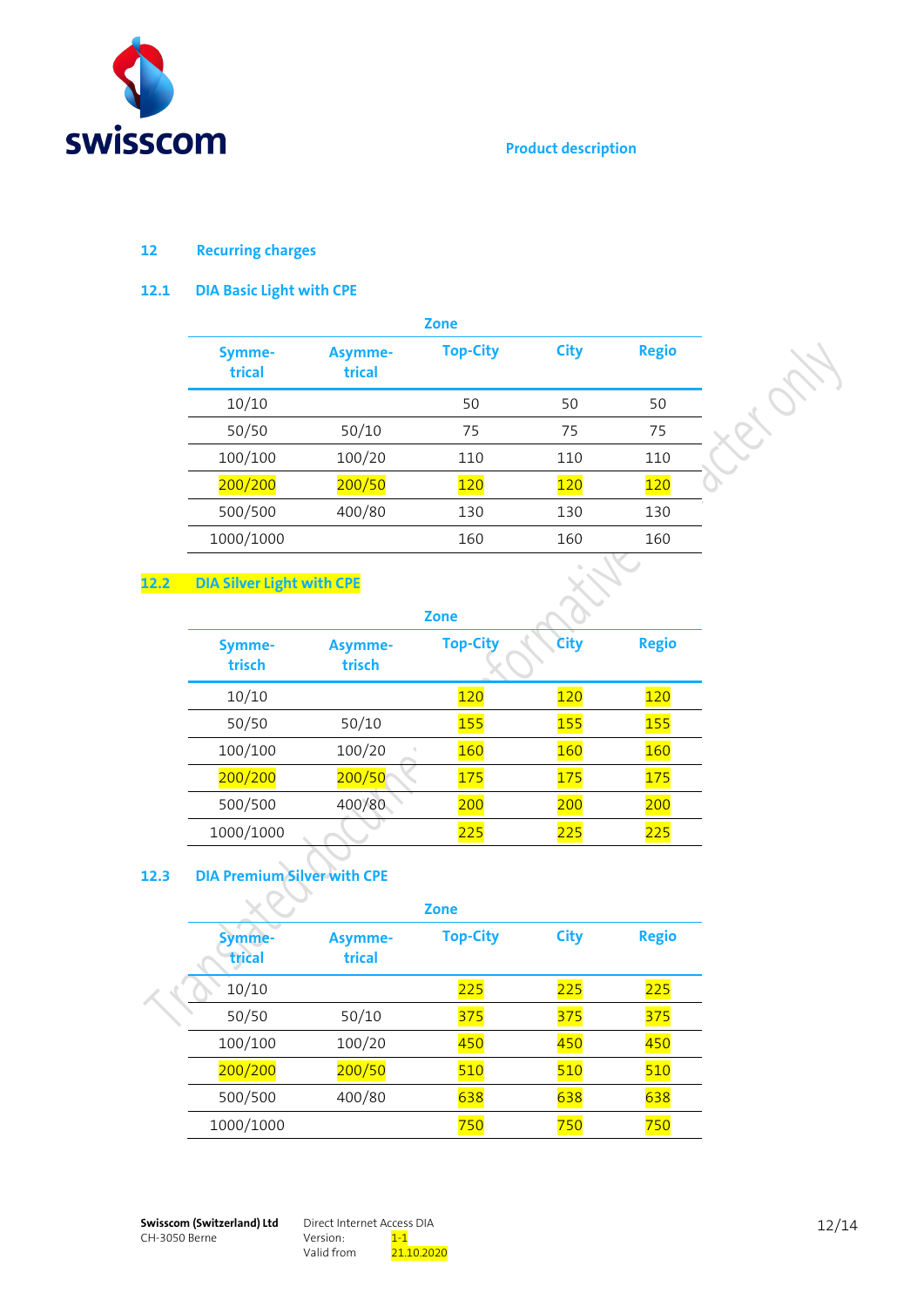## 12 Recurring charges

### 12.1 DIA Basic Light with CPE

| | | Zone | | |
|---|---|---|---|---|
| Symmetrical | Asymmetrical | Top-City | City | Regio |
| 10/10 | | 50 | 50 | 50 |
| 50/50 | 50/10 | 75 | 75 | 75 |
| 100/100 | 100/20 | 110 | 110 | 110 |
| 200/200 | 200/50 | 120 | 120 | 120 |
| 500/500 | 400/80 | 130 | 130 | 130 |
| 1000/1000 | | 160 | 160 | 160 |

### 12.2 DIA Silver Light with CPE

| | | Zone | | |
|---|---|---|---|---|
| Symmetrisch | Asymmetrisch | Top-City | City | Regio |
| 10/10 | | 120 | 120 | 120 |
| 50/50 | 50/10 | 155 | 155 | 155 |
| 100/100 | 100/20 | 160 | 160 | 160 |
| 200/200 | 200/50 | 175 | 175 | 175 |
| 500/500 | 400/80 | 200 | 200 | 200 |
| 1000/1000 | | 225 | 225 | 225 |

### 12.3 DIA Premium Silver with CPE

| | | Zone | | |
|---|---|---|---|---|
| Symmetrical | Asymmetrical | Top-City | City | Regio |
| 10/10 | | 225 | 225 | 225 |
| 50/50 | 50/10 | 375 | 375 | 375 |
| 100/100 | 100/20 | 450 | 450 | 450 |
| 200/200 | 200/50 | 510 | 510 | 510 |
| 500/500 | 400/80 | 638 | 638 | 638 |
| 1000/1000 | | 750 | 750 | 750 |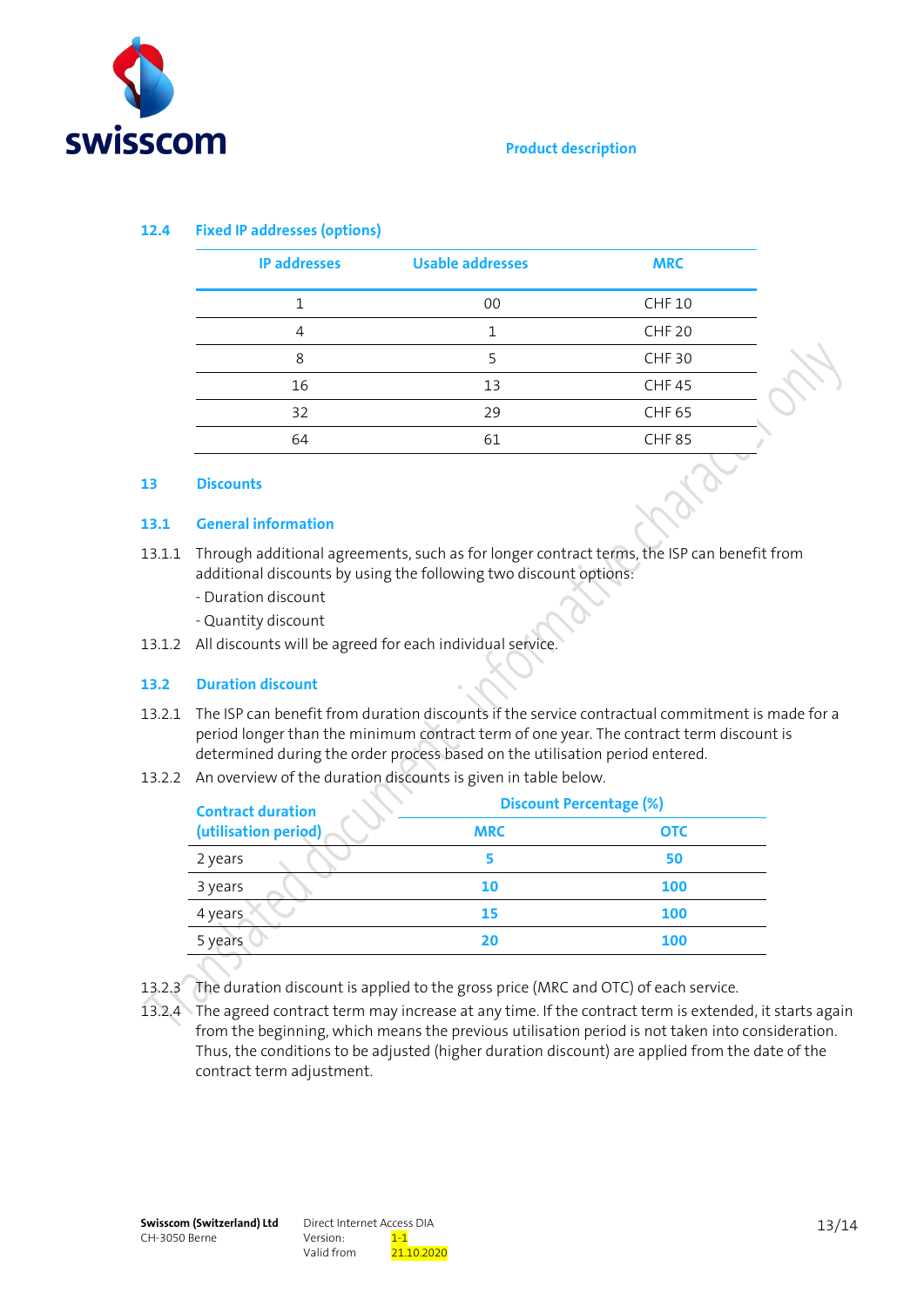### 12.4 Fixed IP addresses (options)

| IP addresses | Usable addresses | MRC |
|---|---|---|
| 1 | 00 | CHF 10 |
| 4 | 1 | CHF 20 |
| 8 | 5 | CHF 30 |
| 16 | 13 | CHF 45 |
| 32 | 29 | CHF 65 |
| 64 | 61 | CHF 85 |

## 13 Discounts

### 13.1 General information

13.1.1 Through additional agreements, such as for longer contract terms, the ISP can benefit from additional discounts by using the following two discount options:

- Duration discount
- Quantity discount

13.1.2 All discounts will be agreed for each individual service.

### 13.2 Duration discount

13.2.1 The ISP can benefit from duration discounts if the service contractual commitment is made for a period longer than the minimum contract term of one year. The contract term discount is determined during the order process based on the utilisation period entered.

13.2.2 An overview of the duration discounts is given in table below.

| Contract duration (utilisation period) | Discount Percentage (%) | |
|---|---|---|
| | MRC | OTC |
| 2 years | 5 | 50 |
| 3 years | 10 | 100 |
| 4 years | 15 | 100 |
| 5 years | 20 | 100 |

13.2.3 The duration discount is applied to the gross price (MRC and OTC) of each service.

13.2.4 The agreed contract term may increase at any time. If the contract term is extended, it starts again from the beginning, which means the previous utilisation period is not taken into consideration. Thus, the conditions to be adjusted (higher duration discount) are applied from the date of the contract term adjustment.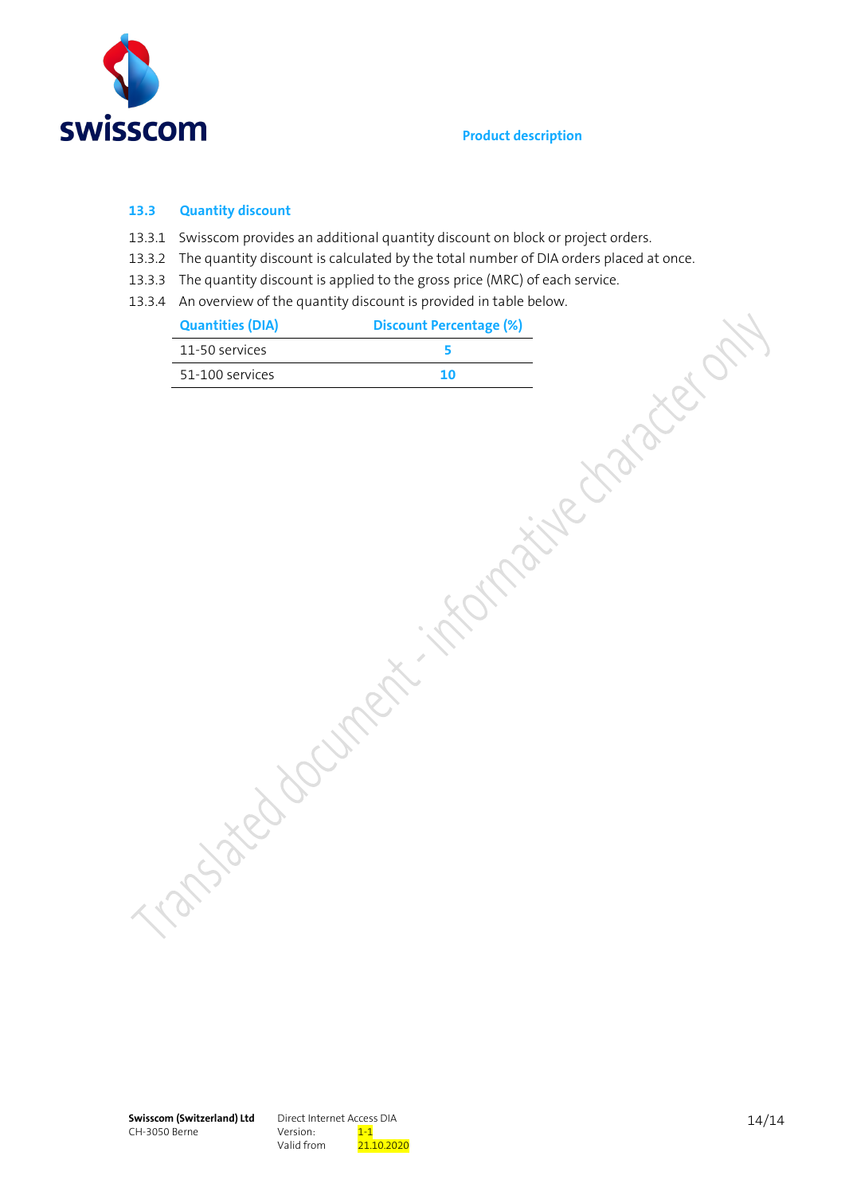### 13.3 Quantity discount

13.3.1 Swisscom provides an additional quantity discount on block or project orders.

13.3.2 The quantity discount is calculated by the total number of DIA orders placed at once.

13.3.3 The quantity discount is applied to the gross price (MRC) of each service.

13.3.4 An overview of the quantity discount is provided in table below.

| Quantities (DIA) | Discount Percentage (%) |
|---|---|
| 11-50 services | 5 |
| 51-100 services | 10 |